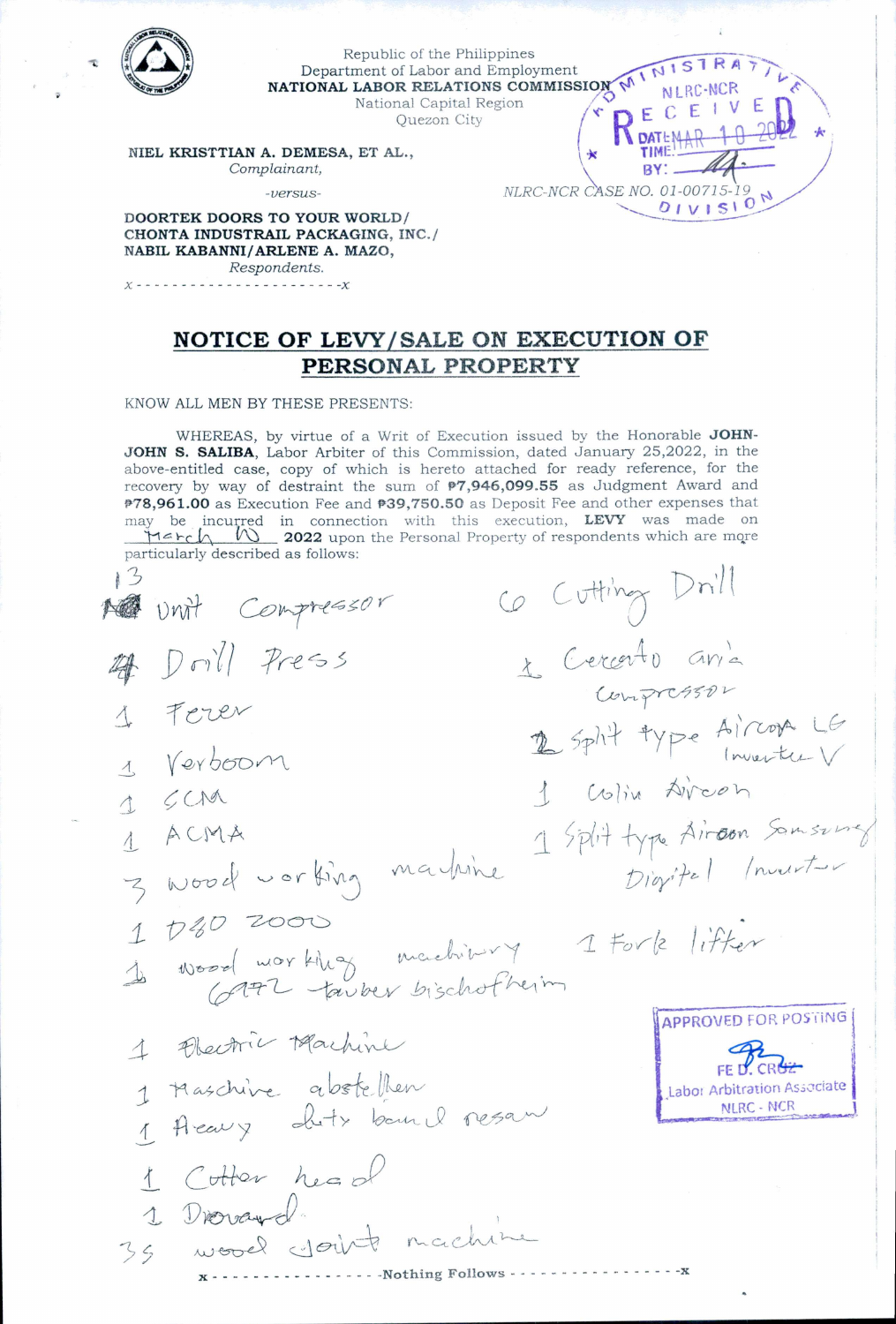Republic of the Philippines
Department of Labor and Employment
**NATIONAL LABOR RELATIONS COMMISSION**
National Capital Region
Quezon City

ADMINISTRATIVE DIVISION
NLRC-NCR
RECEIVED
DATE: MAR 10 2022
TIME:
BY:

**NIEL KRISTTIAN A. DEMESA, ET AL.,**
*Complainant,*

*-versus-*

*NLRC-NCR CASE NO. 01-00715-19*

**DOORTEK DOORS TO YOUR WORLD/ CHONTA INDUSTRAIL PACKAGING, INC./ NABIL KABANNI/ARLENE A. MAZO,**
*Respondents.*

x - - - - - - - - - - - - - - - - - - - - - - -x

## NOTICE OF LEVY/SALE ON EXECUTION OF PERSONAL PROPERTY

KNOW ALL MEN BY THESE PRESENTS:

WHEREAS, by virtue of a Writ of Execution issued by the Honorable **JOHN-JOHN S. SALIBA**, Labor Arbiter of this Commission, dated January 25,2022, in the above-entitled case, copy of which is hereto attached for ready reference, for the recovery by way of destraint the sum of **₱7,946,099.55** as Judgment Award and **₱78,961.00** as Execution Fee and **₱39,750.50** as Deposit Fee and other expenses that may be incurred in connection with this execution, **LEVY** was made on March 10 2022 upon the Personal Property of respondents which are more particularly described as follows:

- 13 Unit Compressor
- 4 Drill Press
- 1 Ferer
- 1 Verboom
- 1 SCM
- 1 ACMA
- 3 Wood working machine
- 1 D80 2000
- 1 Wood working machinery 6972 tauber bischofheim
- 1 Electric Machine
- 1 Maschine abstellen
- 1 Heavy duty band resaw
- 1 Cutter head
- 1 Drovard
- 35 wood joint machine
- 6 Cutting Drill
- 1 Cerento aria compressor
- 2 Split type Aircon LG Inverter V
- 1 Colin Aircon
- 1 Split type Aircon Samsung Digital Inverter
- 1 Fork lifter

x - - - - - - - - - - - - - - - - -Nothing Follows - - - - - - - - - - - - - - - - -x

APPROVED FOR POSTING
FE D. CRUZ
Labor Arbitration Associate
NLRC - NCR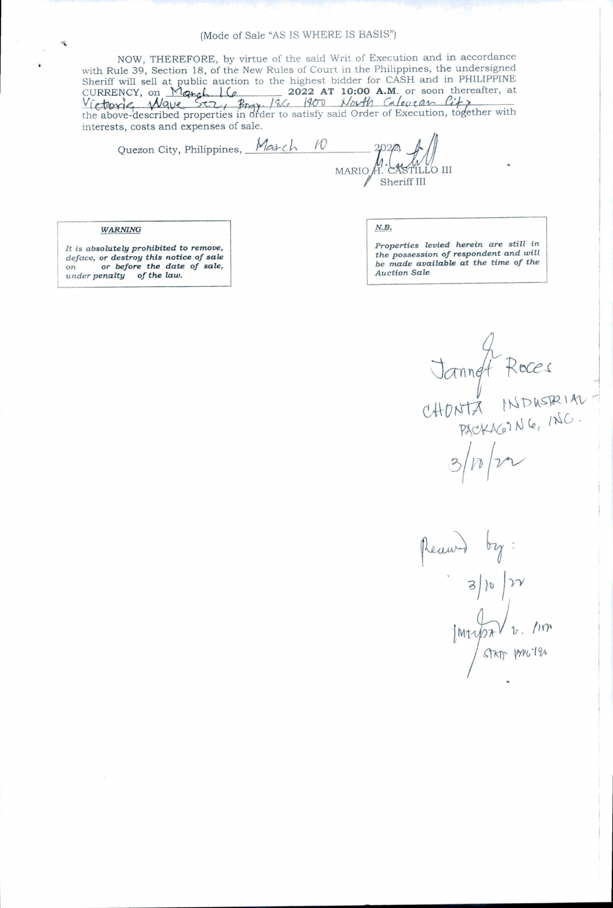(Mode of Sale "AS IS WHERE IS BASIS")

NOW, THEREFORE, by virtue of the said Writ of Execution and in accordance with Rule 39, Section 18, of the New Rules of Court in the Philippines, the undersigned Sheriff will sell at public auction to the highest bidder for CASH and in PHILIPPINE CURRENCY, on March 16 2022 **AT 10:00 A.M.** or soon thereafter, at Victoria Wave Sez, Brgy. 186 1400 North Caloocan City the above-described properties in order to satisfy said Order of Execution, together with interests, costs and expenses of sale.

Quezon City, Philippines, March 10 2022.

MARIO H. CASTILLO III
Sheriff III

| ***WARNING*** |
|---|
| *It is absolutely prohibited to remove, deface, or destroy this notice of sale on or before the date of sale, under penalty of the law.* |

| ***N.B.*** |
|---|
| *Properties levied herein are still in the possession of respondent and will be made available at the time of the Auction Sale* |

Jannet Roces
CHONTA INDUSTRIAL PACKAGING, INC.
3/10/22

Received by:
3/10/22
Imelda V. Lim
Staff Brg-186